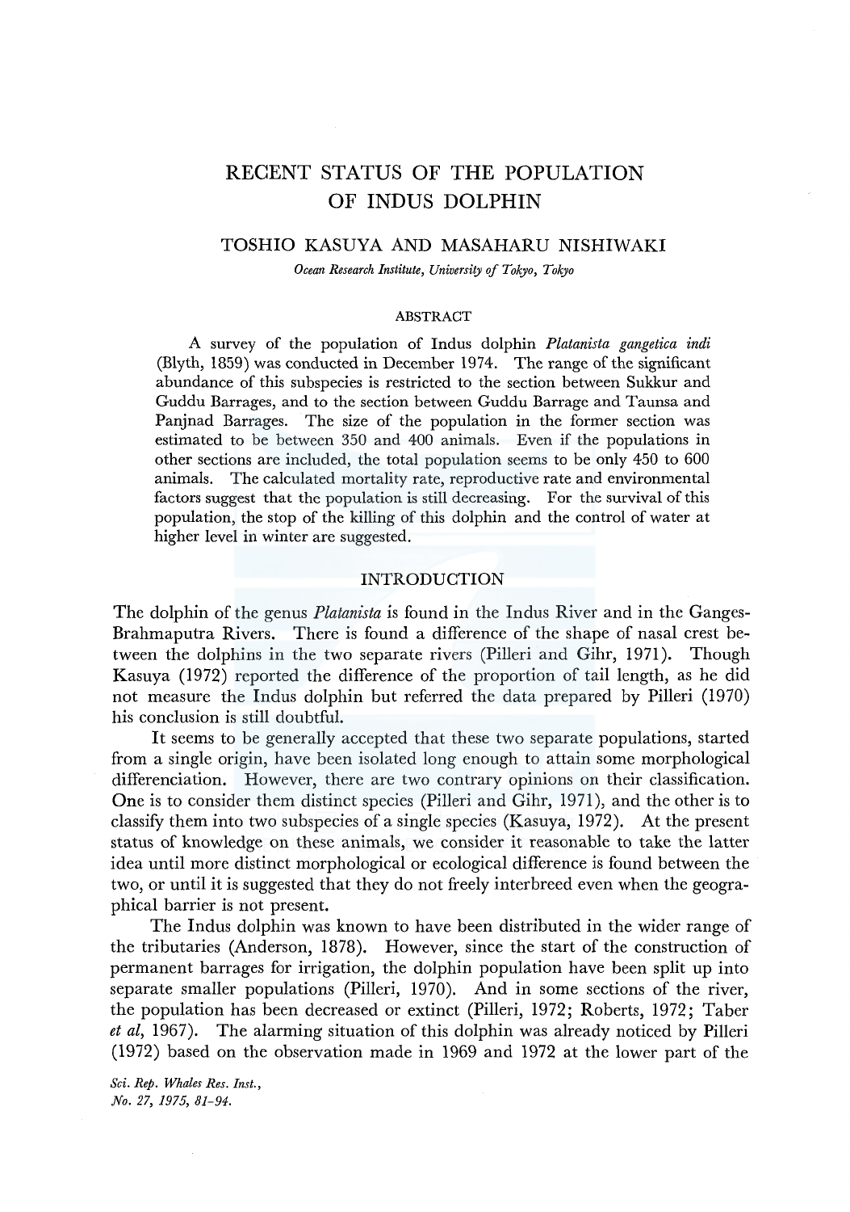# RECENT STATUS OF THE POPULATION OF INDUS DOLPHIN

## TOSHIO KASUYA AND MASAHARU NISHIWAKI

*Ocean Research Institute, University of Tokyo, Tokyo*

### ABSTRACT

A survey of the population of Indus dolphin *Platanista gangetica indi* (Blyth, 1859) was conducted in December 1974. The range of the significant abundance of this subspecies is restricted to the section between Sukkur and Guddu Barrages, and to the section between Guddu Barrage and Taunsa and Panjnad Barrages. The size of the population in the former section was estimated to be between 350 and 400 animals. Even if the populations in other sections are included, the total population seems to be only 450 to 600 animals. The calculated mortality rate, reproductive rate and environmental factors suggest that the population is still decreasing. For the survival of this population, the stop of the killing of this dolphin and the control of water at higher level in winter are suggested.

### INTRODUCTION

The dolphin of the genus *Platanista* is found in the Indus River and in the Ganges-Brahmaputra Rivers. There is found a difference of the shape of nasal crest between the dolphins in the two separate rivers (Pilleri and Gihr, 1971). Though Kasuya (1972) reported the difference of the proportion of tail length, as he did not measure the Indus dolphin but referred the data prepared by Pilleri (1970) his conclusion is still doubtful.

It seems to be generally accepted that these two separate populations, started from a single origin, have been isolated long enough to attain some morphological differenciation. However, there are two contrary opinions on their classification. One is to consider them distinct species (Pilleri and Gihr, 1971), and the other is to classify them into two subspecies of a single species (Kasuya, 1972). At the present status of knowledge on these animals, we consider it reasonable to take the latter idea until more distinct morphological or ecological difference is found between the two, or until it is suggested that they do not freely interbreed even when the geographical barrier is not present.

The Indus dolphin was known to have been distributed in the wider range of the tributaries (Anderson, 1878). However, since the start of the construction of permanent barrages for irrigation, the dolphin population have been split up into separate smaller populations (Pilleri, 1970). And in some sections of the river, the population has been decreased or extinct (Pilleri, 1972; Roberts, 1972; Taber *et al*, 1967). The alarming situation of this dolphin was already noticed by Pilleri (1972) based on the observation made in 1969 and 1972 at the lower part of the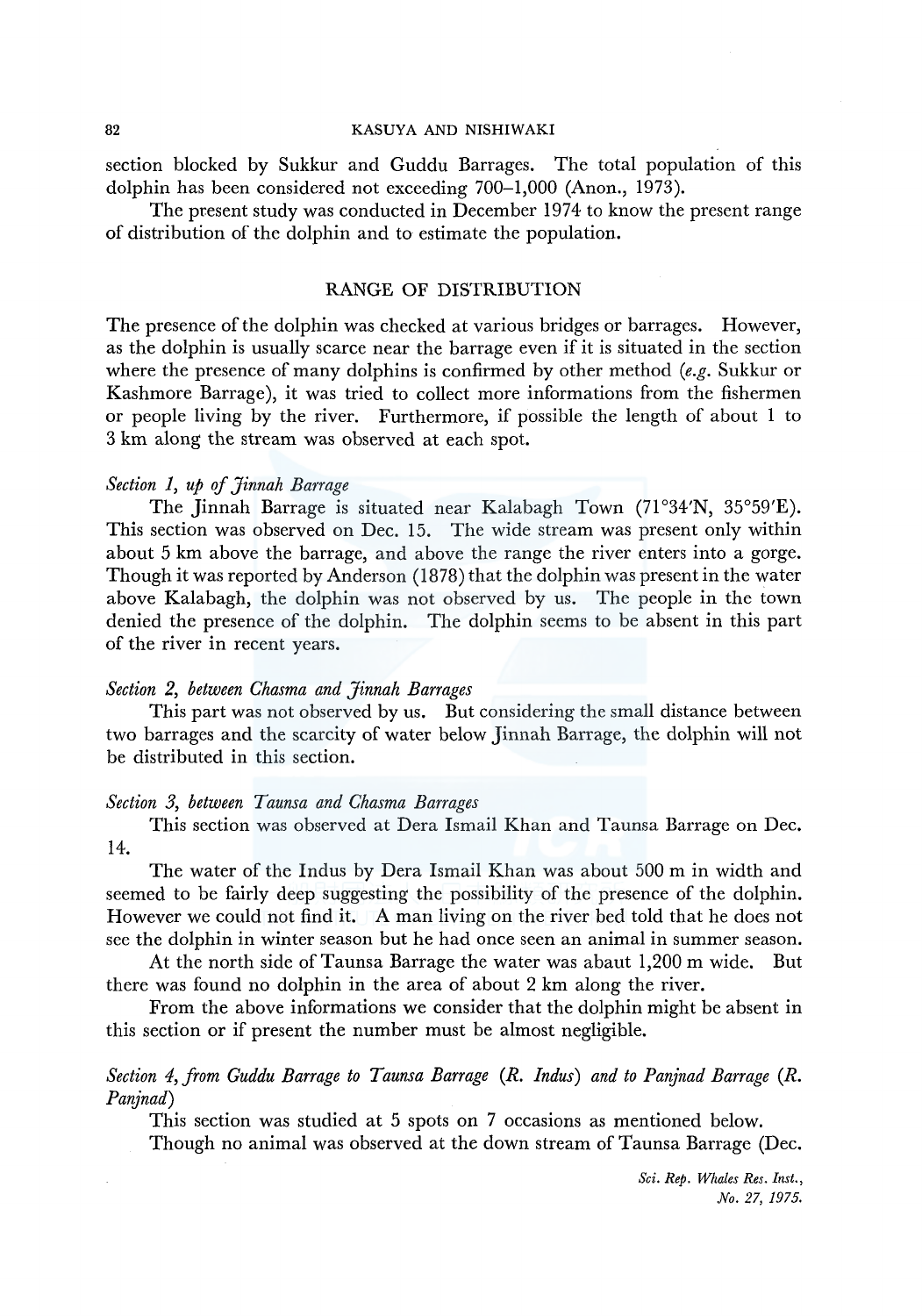section blocked by Sukkur and Guddu Barrages. The total population of this dolphin has been considered not exceeding 700–1,000 (Anon., 1973).

The present study was conducted in December 1974 to know the present range of distribution of the dolphin and to estimate the population.

## RANGE OF DISTRIBUTION

The presence of the dolphin was checked at various bridges or barrages. However, as the dolphin is usually scarce near the barrage even if it is situated in the section where the presence of many dolphins is confirmed by other method (*e.g.* Sukkur or Kashmore Barrage), it was tried to collect more informations from the fishermen or people living by the river. Furthermore, if possible the length of about 1 to 3 km along the stream was observed at each spot.

### *Section 1, up of Jinnah Barrage*

The Jinnah Barrage is situated near Kalabagh Town (71°34′N, 35°59′E). This section was observed on Dec. 15. The wide stream was present only within about 5 km above the barrage, and above the range the river enters into a gorge. Though it was reported by Anderson (1878) that the dolphin was present in the water above Kalabagh, the dolphin was not observed by us. The people in the town denied the presence of the dolphin. The dolphin seems to be absent in this part of the river in recent years.

### *Section 2, between Chasma and Jinnah Barrages*

This part was not observed by us. But considering the small distance between two barrages and the scarcity of water below Jinnah Barrage, the dolphin will not be distributed in this section.

### *Section 3, between Taunsa and Chasma Barrages*

This section was observed at Dera Ismail Khan and Taunsa Barrage on Dec. 14.

The water of the Indus by Dera Ismail Khan was about 500 m in width and seemed to be fairly deep suggesting the possibility of the presence of the dolphin. However we could not find it. A man living on the river bed told that he does not see the dolphin in winter season but he had once seen an animal in summer season.

At the north side of Taunsa Barrage the water was abaut 1,200 m wide. But there was found no dolphin in the area of about 2 km along the river.

From the above informations we consider that the dolphin might be absent in this section or if present the number must be almost negligible.

### *Section 4, from Guddu Barrage to Taunsa Barrage (R. Indus) and to Panjnad Barrage (R. Panjnad)*

This section was studied at 5 spots on 7 occasions as mentioned below.

Though no animal was observed at the down stream of Taunsa Barrage (Dec.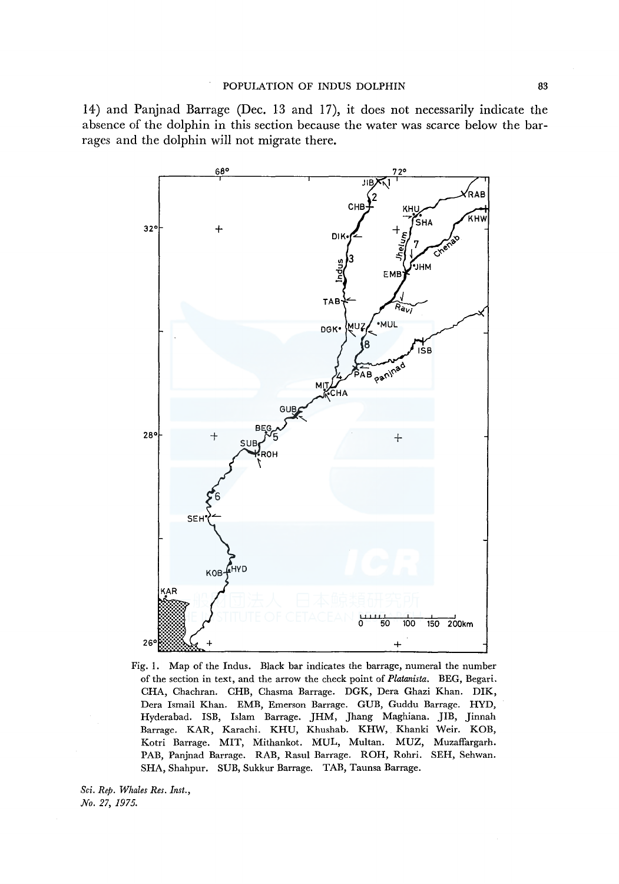14) and Panjnad Barrage (Dec. 13 and 17), it does not necessarily indicate the absence of the dolphin in this section because the water was scarce below the barrages and the dolphin will not migrate there.

Fig. 1. Map of the Indus. Black bar indicates the barrage, numeral the number of the section in text, and the arrow the check point of *Platanista*. BEG, Begari. CHA, Chachran. CHB, Chasma Barrage. DGK, Dera Ghazi Khan. DIK, Dera Ismail Khan. EMB, Emerson Barrage. GUB, Guddu Barrage. HYD, Hyderabad. ISB, Islam Barrage. JHM, Jhang Maghiana. JIB, Jinnah Barrage. KAR, Karachi. KHU, Khushab. KHW, Khanki Weir. KOB, Kotri Barrage. MIT, Mithankot. MUL, Multan. MUZ, Muzaffargarh. PAB, Panjnad Barrage. RAB, Rasul Barrage. ROH, Rohri. SEH, Sehwan. SHA, Shahpur. SUB, Sukkur Barrage. TAB, Taunsa Barrage.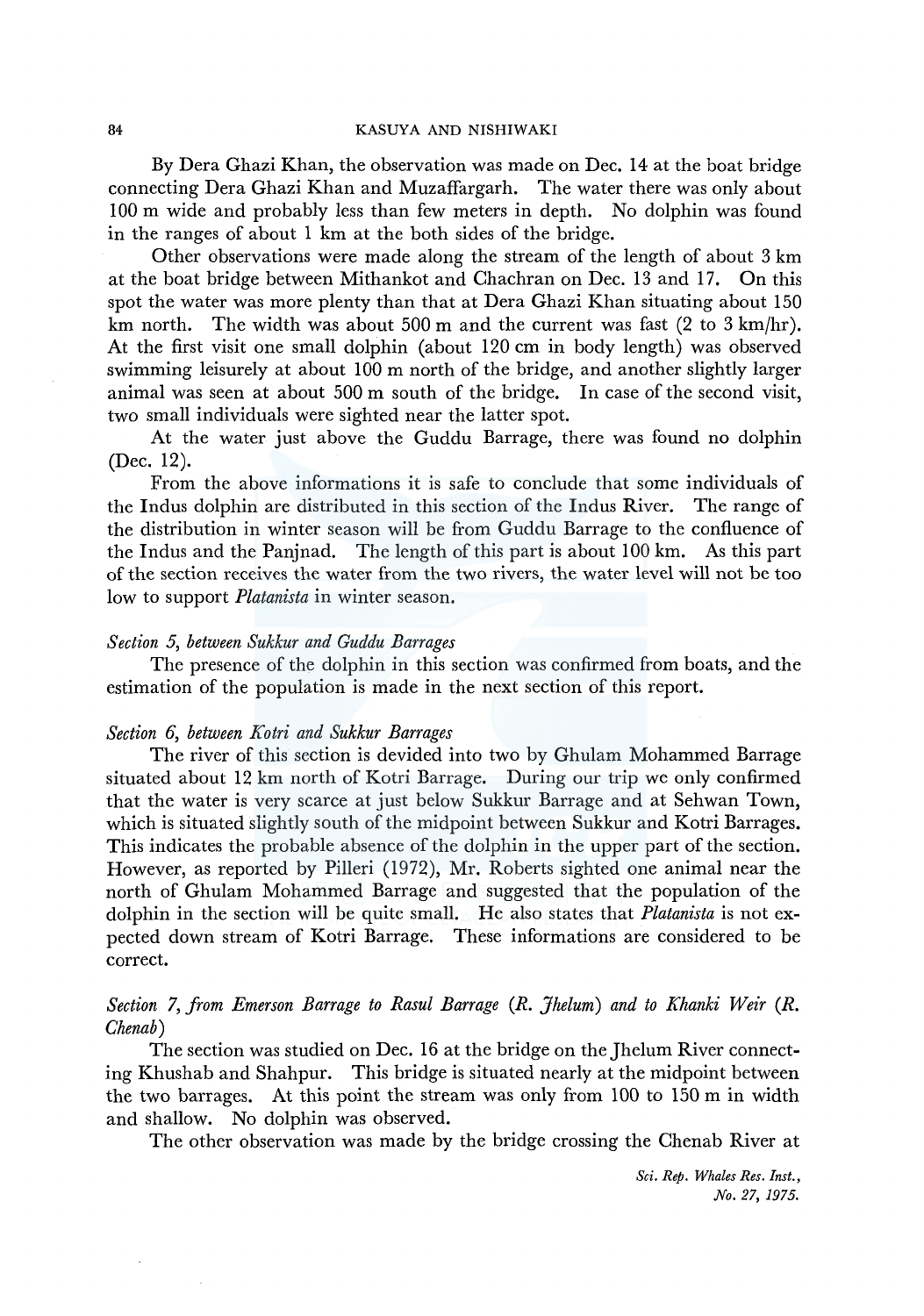By Dera Ghazi Khan, the observation was made on Dec. 14 at the boat bridge connecting Dera Ghazi Khan and Muzaffargarh. The water there was only about 100 m wide and probably less than few meters in depth. No dolphin was found in the ranges of about 1 km at the both sides of the bridge.

Other observations were made along the stream of the length of about 3 km at the boat bridge between Mithankot and Chachran on Dec. 13 and 17. On this spot the water was more plenty than that at Dera Ghazi Khan situating about 150 km north. The width was about 500 m and the current was fast (2 to 3 km/hr). At the first visit one small dolphin (about 120 cm in body length) was observed swimming leisurely at about 100 m north of the bridge, and another slightly larger animal was seen at about 500 m south of the bridge. In case of the second visit, two small individuals were sighted near the latter spot.

At the water just above the Guddu Barrage, there was found no dolphin (Dec. 12).

From the above informations it is safe to conclude that some individuals of the Indus dolphin are distributed in this section of the Indus River. The range of the distribution in winter season will be from Guddu Barrage to the confluence of the Indus and the Panjnad. The length of this part is about 100 km. As this part of the section receives the water from the two rivers, the water level will not be too low to support *Platanista* in winter season.

*Section 5, between Sukkur and Guddu Barrages*

The presence of the dolphin in this section was confirmed from boats, and the estimation of the population is made in the next section of this report.

*Section 6, between Kotri and Sukkur Barrages*

The river of this section is devided into two by Ghulam Mohammed Barrage situated about 12 km north of Kotri Barrage. During our trip we only confirmed that the water is very scarce at just below Sukkur Barrage and at Sehwan Town, which is situated slightly south of the midpoint between Sukkur and Kotri Barrages. This indicates the probable absence of the dolphin in the upper part of the section. However, as reported by Pilleri (1972), Mr. Roberts sighted one animal near the north of Ghulam Mohammed Barrage and suggested that the population of the dolphin in the section will be quite small. He also states that *Platanista* is not expected down stream of Kotri Barrage. These informations are considered to be correct.

*Section 7, from Emerson Barrage to Rasul Barrage (R. Jhelum) and to Khanki Weir (R. Chenab)*

The section was studied on Dec. 16 at the bridge on the Jhelum River connecting Khushab and Shahpur. This bridge is situated nearly at the midpoint between the two barrages. At this point the stream was only from 100 to 150 m in width and shallow. No dolphin was observed.

The other observation was made by the bridge crossing the Chenab River at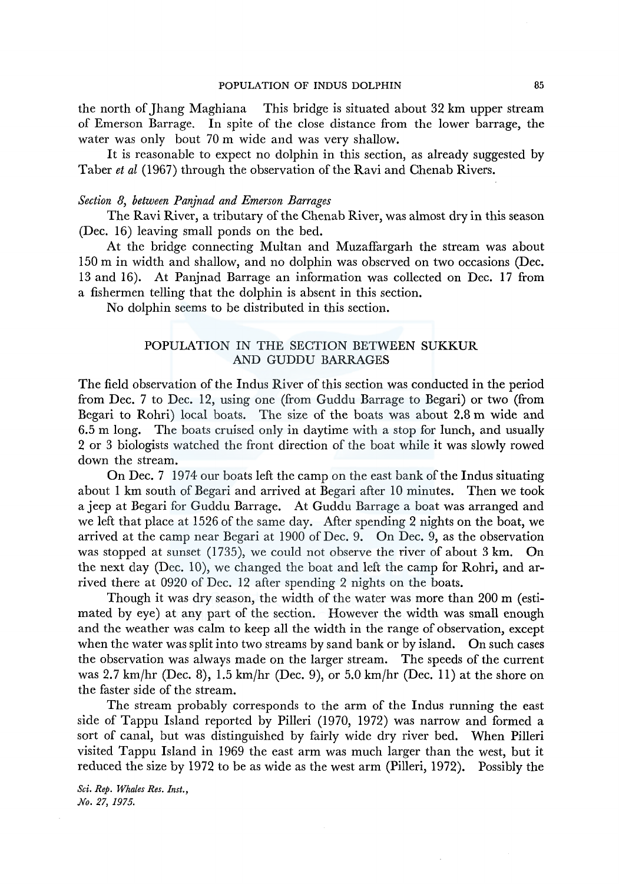the north of Jhang Maghiana This bridge is situated about 32 km upper stream of Emerson Barrage. In spite of the close distance from the lower barrage, the water was only bout 70 m wide and was very shallow.

It is reasonable to expect no dolphin in this section, as already suggested by Taber *et al* (1967) through the observation of the Ravi and Chenab Rivers.

*Section 8, between Panjnad and Emerson Barrages*

The Ravi River, a tributary of the Chenab River, was almost dry in this season (Dec. 16) leaving small ponds on the bed.

At the bridge connecting Multan and Muzaffargarh the stream was about 150 m in width and shallow, and no dolphin was observed on two occasions (Dec. 13 and 16). At Panjnad Barrage an information was collected on Dec. 17 from a fishermen telling that the dolphin is absent in this section.

No dolphin seems to be distributed in this section.

## POPULATION IN THE SECTION BETWEEN SUKKUR AND GUDDU BARRAGES

The field observation of the Indus River of this section was conducted in the period from Dec. 7 to Dec. 12, using one (from Guddu Barrage to Begari) or two (from Begari to Rohri) local boats. The size of the boats was about 2.8 m wide and 6.5 m long. The boats cruised only in daytime with a stop for lunch, and usually 2 or 3 biologists watched the front direction of the boat while it was slowly rowed down the stream.

On Dec. 7 1974 our boats left the camp on the east bank of the Indus situating about 1 km south of Begari and arrived at Begari after 10 minutes. Then we took a jeep at Begari for Guddu Barrage. At Guddu Barrage a boat was arranged and we left that place at 1526 of the same day. After spending 2 nights on the boat, we arrived at the camp near Begari at 1900 of Dec. 9. On Dec. 9, as the observation was stopped at sunset (1735), we could not observe the river of about 3 km. On the next day (Dec. 10), we changed the boat and left the camp for Rohri, and arrived there at 0920 of Dec. 12 after spending 2 nights on the boats.

Though it was dry season, the width of the water was more than 200 m (estimated by eye) at any part of the section. However the width was small enough and the weather was calm to keep all the width in the range of observation, except when the water was split into two streams by sand bank or by island. On such cases the observation was always made on the larger stream. The speeds of the current was 2.7 km/hr (Dec. 8), 1.5 km/hr (Dec. 9), or 5.0 km/hr (Dec. 11) at the shore on the faster side of the stream.

The stream probably corresponds to the arm of the Indus running the east side of Tappu Island reported by Pilleri (1970, 1972) was narrow and formed a sort of canal, but was distinguished by fairly wide dry river bed. When Pilleri visited Tappu Island in 1969 the east arm was much larger than the west, but it reduced the size by 1972 to be as wide as the west arm (Pilleri, 1972). Possibly the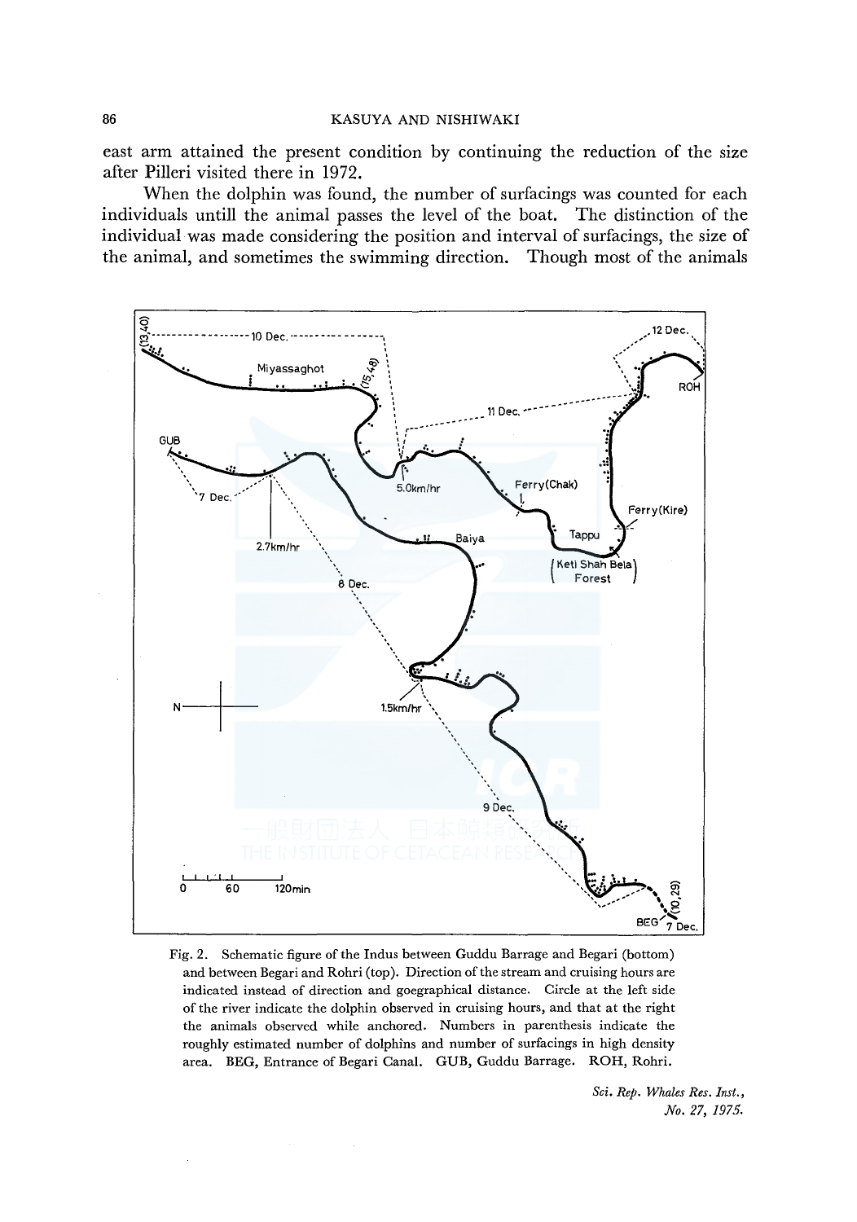east arm attained the present condition by continuing the reduction of the size after Pilleri visited there in 1972.

When the dolphin was found, the number of surfacings was counted for each individuals untill the animal passes the level of the boat. The distinction of the individual was made considering the position and interval of surfacings, the size of the animal, and sometimes the swimming direction. Though most of the animals

Fig. 2. Schematic figure of the Indus between Guddu Barrage and Begari (bottom) and between Begari and Rohri (top). Direction of the stream and cruising hours are indicated instead of direction and goegraphical distance. Circle at the left side of the river indicate the dolphin observed in cruising hours, and that at the right the animals observed while anchored. Numbers in parenthesis indicate the roughly estimated number of dolphins and number of surfacings in high density area. BEG, Entrance of Begari Canal. GUB, Guddu Barrage. ROH, Rohri.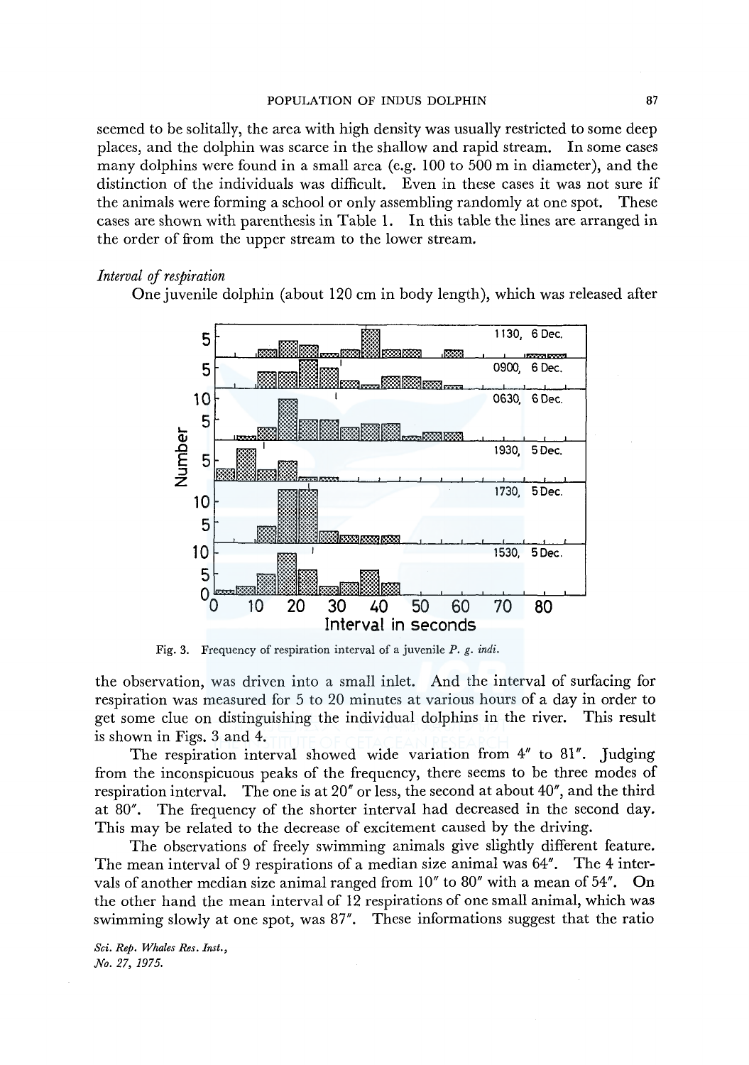seemed to be solitally, the area with high density was usually restricted to some deep places, and the dolphin was scarce in the shallow and rapid stream. In some cases many dolphins were found in a small area (e.g. 100 to 500 m in diameter), and the distinction of the individuals was difficult. Even in these cases it was not sure if the animals were forming a school or only assembling randomly at one spot. These cases are shown with parenthesis in Table 1. In this table the lines are arranged in the order of from the upper stream to the lower stream.

*Interval of respiration*

One juvenile dolphin (about 120 cm in body length), which was released after

Fig. 3. Frequency of respiration interval of a juvenile *P. g. indi*.

the observation, was driven into a small inlet. And the interval of surfacing for respiration was measured for 5 to 20 minutes at various hours of a day in order to get some clue on distinguishing the individual dolphins in the river. This result is shown in Figs. 3 and 4.

The respiration interval showed wide variation from 4″ to 81″. Judging from the inconspicuous peaks of the frequency, there seems to be three modes of respiration interval. The one is at 20″ or less, the second at about 40″, and the third at 80″. The frequency of the shorter interval had decreased in the second day. This may be related to the decrease of excitement caused by the driving.

The observations of freely swimming animals give slightly different feature. The mean interval of 9 respirations of a median size animal was 64″. The 4 intervals of another median size animal ranged from 10″ to 80″ with a mean of 54″. On the other hand the mean interval of 12 respirations of one small animal, which was swimming slowly at one spot, was 87″. These informations suggest that the ratio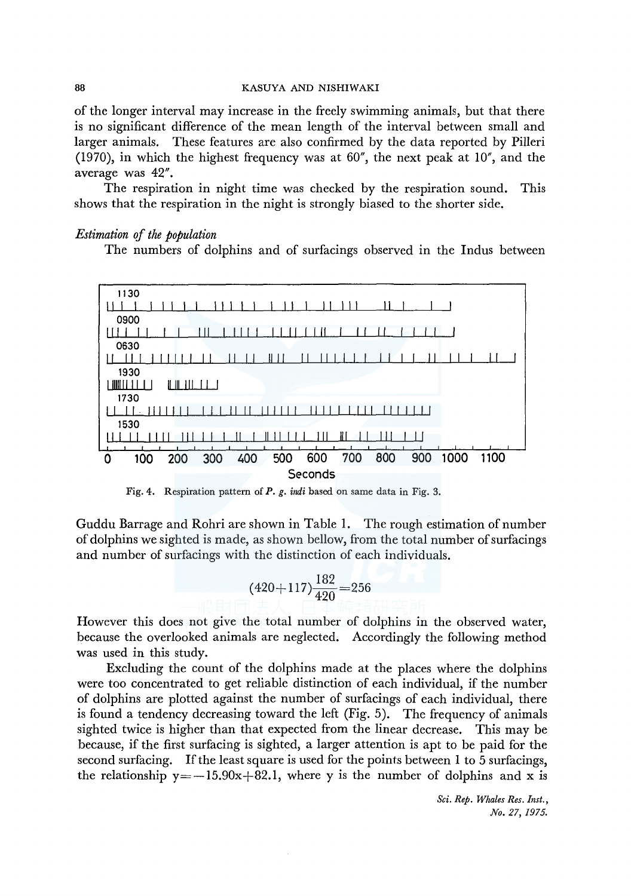of the longer interval may increase in the freely swimming animals, but that there is no significant difference of the mean length of the interval between small and larger animals. These features are also confirmed by the data reported by Pilleri (1970), in which the highest frequency was at 60″, the next peak at 10″, and the average was 42″.

The respiration in night time was checked by the respiration sound. This shows that the respiration in the night is strongly biased to the shorter side.

*Estimation of the population*

The numbers of dolphins and of surfacings observed in the Indus between Guddu Barrage and Rohri are shown in Table 1. The rough estimation of number of dolphins we sighted is made, as shown bellow, from the total number of surfacings and number of surfacings with the distinction of each individuals.

Fig. 4. Respiration pattern of *P. g. indi* based on same data in Fig. 3.

$$(420+117)\frac{182}{420}=256$$

However this does not give the total number of dolphins in the observed water, because the overlooked animals are neglected. Accordingly the following method was used in this study.

Excluding the count of the dolphins made at the places where the dolphins were too concentrated to get reliable distinction of each individual, if the number of dolphins are plotted against the number of surfacings of each individual, there is found a tendency decreasing toward the left (Fig. 5). The frequency of animals sighted twice is higher than that expected from the linear decrease. This may be because, if the first surfacing is sighted, a larger attention is apt to be paid for the second surfacing. If the least square is used for the points between 1 to 5 surfacings, the relationship $y=-15.90x+82.1$, where y is the number of dolphins and x is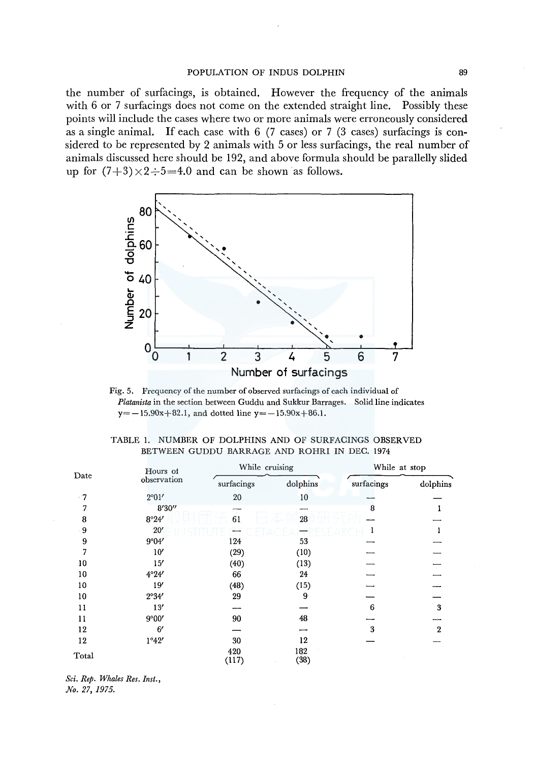the number of surfacings, is obtained. However the frequency of the animals with 6 or 7 surfacings does not come on the extended straight line. Possibly these points will include the cases where two or more animals were erroneously considered as a single animal. If each case with 6 (7 cases) or 7 (3 cases) surfacings is considered to be represented by 2 animals with 5 or less surfacings, the real number of animals discussed here should be 192, and above formula should be parallelly slided up for $(7+3)\times 2\div 5=4.0$ and can be shown as follows.

Fig. 5. Frequency of the number of observed surfacings of each individual of *Platanista* in the section between Guddu and Sukkur Barrages. Solid line indicates $y=-15.90x+82.1$, and dotted line $y=-15.90x+86.1$.

TABLE 1. NUMBER OF DOLPHINS AND OF SURFACINGS OBSERVED BETWEEN GUDDU BARRAGE AND ROHRI IN DEC. 1974

| Date | Hours of observation | While cruising | | While at stop | |
|---|---|---|---|---|---|
| | | surfacings | dolphins | surfacings | dolphins |
| 7 | 2°01′ | 20 | 10 | — | — |
| 7 | 8′30″ | — | — | 8 | 1 |
| 8 | 8°24′ | 61 | 28 | — | — |
| 9 | 20′ | — | — | 1 | 1 |
| 9 | 9°04′ | 124 | 53 | — | — |
| 7 | 10′ | (29) | (10) | — | — |
| 10 | 15′ | (40) | (13) | — | — |
| 10 | 4°24′ | 66 | 24 | — | — |
| 10 | 19′ | (48) | (15) | — | — |
| 10 | 2°34′ | 29 | 9 | — | — |
| 11 | 13′ | — | — | 6 | 3 |
| 11 | 9°00′ | 90 | 48 | — | — |
| 12 | 6′ | — | — | 3 | 2 |
| 12 | 1°42′ | 30 | 12 | — | — |
| Total | | 420 (117) | 182 (38) | | |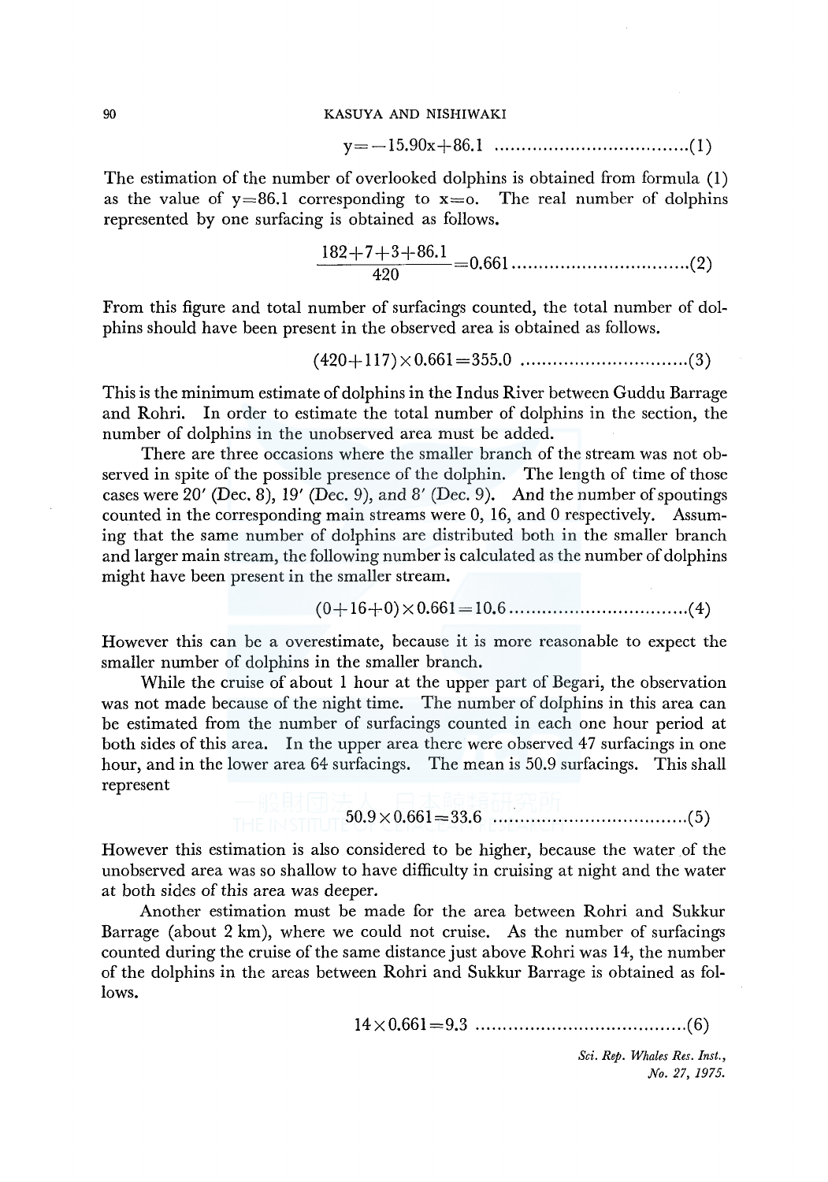$$y = -15.90x + 86.1 \quad \text{.....................................(1)}$$

The estimation of the number of overlooked dolphins is obtained from formula (1) as the value of $y = 86.1$ corresponding to $x = o$. The real number of dolphins represented by one surfacing is obtained as follows.

$$\frac{182+7+3+86.1}{420} = 0.661 \quad \text{.................................(2)}$$

From this figure and total number of surfacings counted, the total number of dolphins should have been present in the observed area is obtained as follows.

$$(420+117) \times 0.661 = 355.0 \quad \text{...............................(3)}$$

This is the minimum estimate of dolphins in the Indus River between Guddu Barrage and Rohri. In order to estimate the total number of dolphins in the section, the number of dolphins in the unobserved area must be added.

There are three occasions where the smaller branch of the stream was not observed in spite of the possible presence of the dolphin. The length of time of those cases were 20′ (Dec. 8), 19′ (Dec. 9), and 8′ (Dec. 9). And the number of spoutings counted in the corresponding main streams were 0, 16, and 0 respectively. Assuming that the same number of dolphins are distributed both in the smaller branch and larger main stream, the following number is calculated as the number of dolphins might have been present in the smaller stream.

$$(0+16+0) \times 0.661 = 10.6 \quad \text{................................(4)}$$

However this can be a overestimate, because it is more reasonable to expect the smaller number of dolphins in the smaller branch.

While the cruise of about 1 hour at the upper part of Begari, the observation was not made because of the night time. The number of dolphins in this area can be estimated from the number of surfacings counted in each one hour period at both sides of this area. In the upper area there were observed 47 surfacings in one hour, and in the lower area 64 surfacings. The mean is 50.9 surfacings. This shall represent

$$50.9 \times 0.661 = 33.6 \quad \text{...................................(5)}$$

However this estimation is also considered to be higher, because the water of the unobserved area was so shallow to have difficulty in cruising at night and the water at both sides of this area was deeper.

Another estimation must be made for the area between Rohri and Sukkur Barrage (about 2 km), where we could not cruise. As the number of surfacings counted during the cruise of the same distance just above Rohri was 14, the number of the dolphins in the areas between Rohri and Sukkur Barrage is obtained as follows.

$$14 \times 0.661 = 9.3 \quad \text{......................................(6)}$$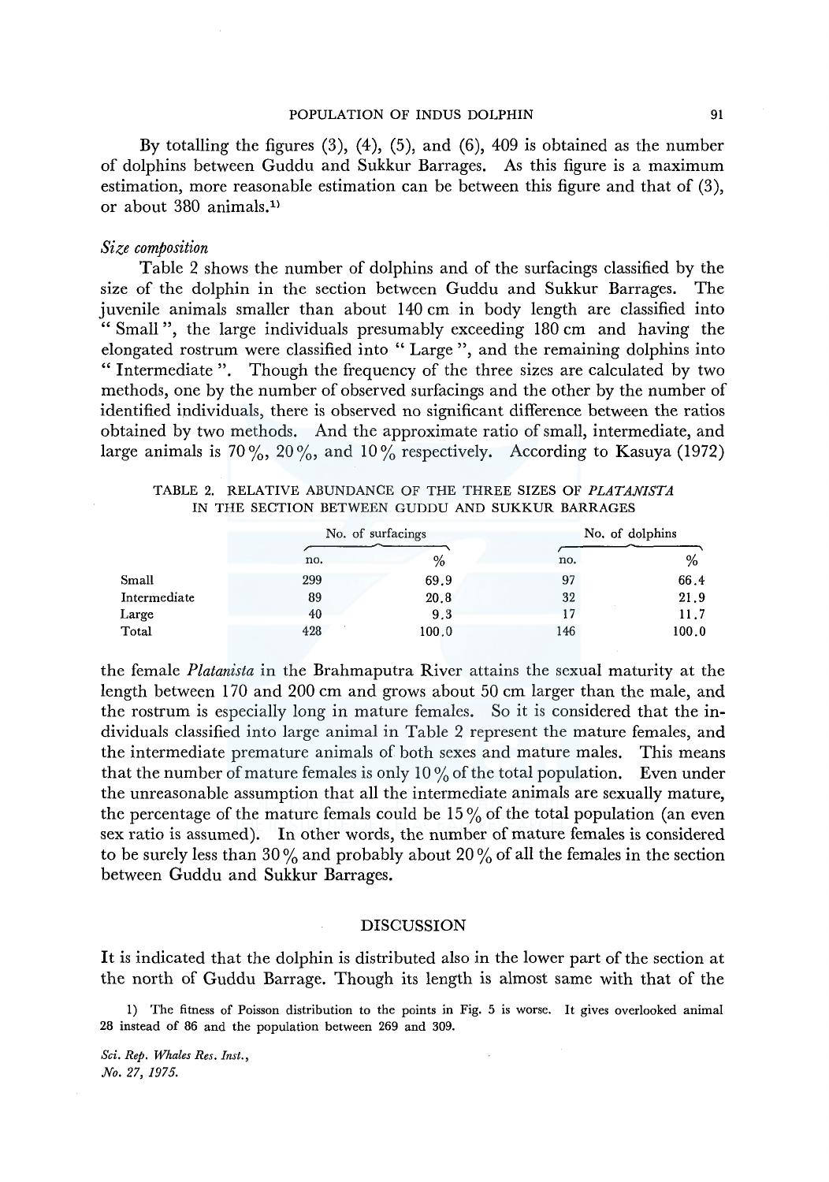By totalling the figures (3), (4), (5), and (6), 409 is obtained as the number of dolphins between Guddu and Sukkur Barrages. As this figure is a maximum estimation, more reasonable estimation can be between this figure and that of (3), or about 380 animals.[1)]

*Size composition*

Table 2 shows the number of dolphins and of the surfacings classified by the size of the dolphin in the section between Guddu and Sukkur Barrages. The juvenile animals smaller than about 140 cm in body length are classified into " Small ", the large individuals presumably exceeding 180 cm and having the elongated rostrum were classified into " Large ", and the remaining dolphins into " Intermediate ". Though the frequency of the three sizes are calculated by two methods, one by the number of observed surfacings and the other by the number of identified individuals, there is observed no significant difference between the ratios obtained by two methods. And the approximate ratio of small, intermediate, and large animals is 70 %, 20 %, and 10 % respectively. According to Kasuya (1972) the female *Platanista* in the Brahmaputra River attains the sexual maturity at the length between 170 and 200 cm and grows about 50 cm larger than the male, and the rostrum is especially long in mature females. So it is considered that the individuals classified into large animal in Table 2 represent the mature females, and the intermediate premature animals of both sexes and mature males. This means that the number of mature females is only 10 % of the total population. Even under the unreasonable assumption that all the intermediate animals are sexually mature, the percentage of the mature femals could be 15 % of the total population (an even sex ratio is assumed). In other words, the number of mature females is considered to be surely less than 30 % and probably about 20 % of all the females in the section between Guddu and Sukkur Barrages.

TABLE 2. RELATIVE ABUNDANCE OF THE THREE SIZES OF *PLATANISTA* IN THE SECTION BETWEEN GUDDU AND SUKKUR BARRAGES

| | No. of surfacings | | No. of dolphins | |
|---|---|---|---|---|
| | no. | % | no. | % |
| Small | 299 | 69.9 | 97 | 66.4 |
| Intermediate | 89 | 20.8 | 32 | 21.9 |
| Large | 40 | 9.3 | 17 | 11.7 |
| Total | 428 | 100.0 | 146 | 100.0 |

## DISCUSSION

It is indicated that the dolphin is distributed also in the lower part of the section at the north of Guddu Barrage. Though its length is almost same with that of the

1) The fitness of Poisson distribution to the points in Fig. 5 is worse. It gives overlooked animal 28 instead of 86 and the population between 269 and 309.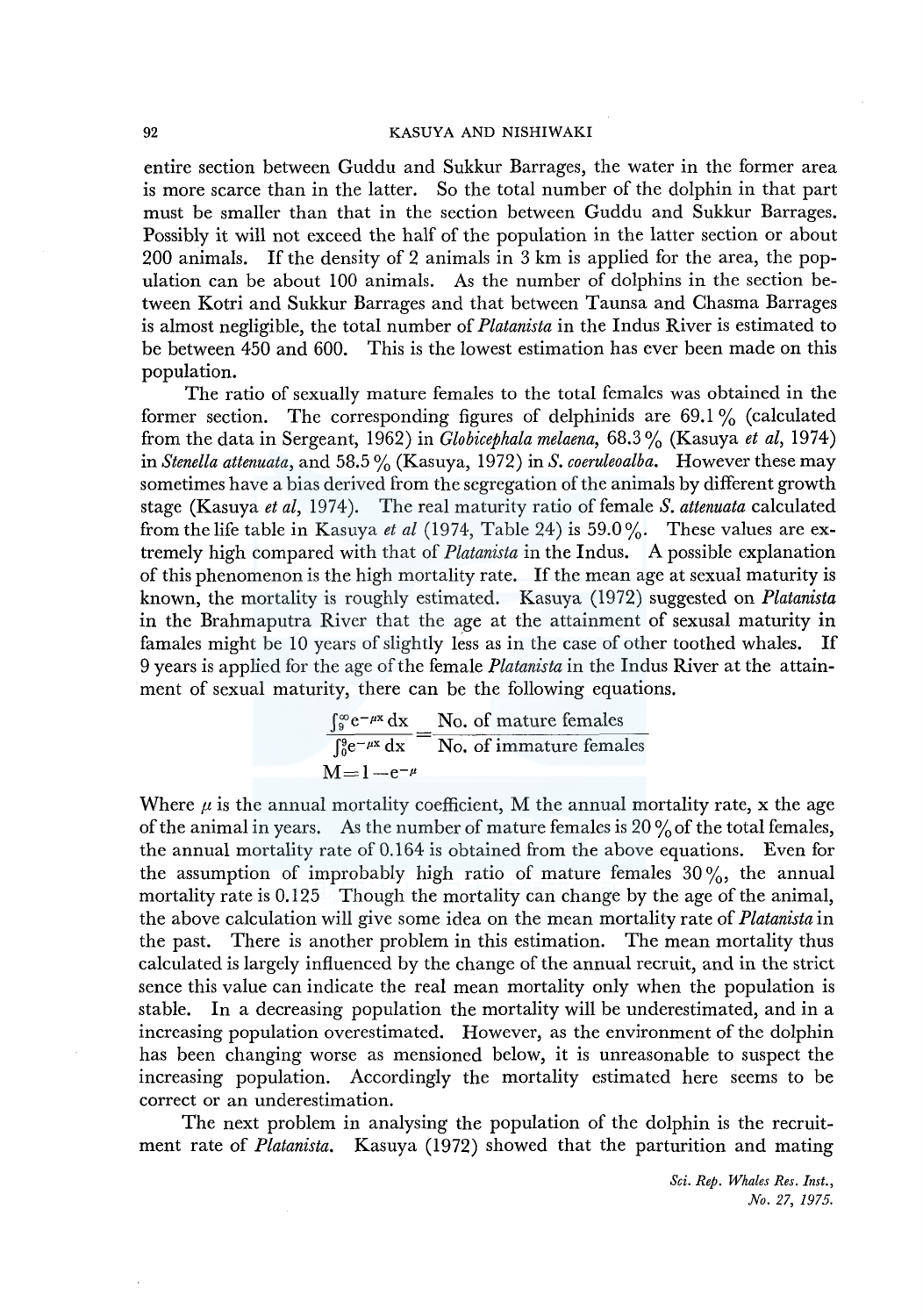entire section between Guddu and Sukkur Barrages, the water in the former area is more scarce than in the latter. So the total number of the dolphin in that part must be smaller than that in the section between Guddu and Sukkur Barrages. Possibly it will not exceed the half of the population in the latter section or about 200 animals. If the density of 2 animals in 3 km is applied for the area, the population can be about 100 animals. As the number of dolphins in the section between Kotri and Sukkur Barrages and that between Taunsa and Chasma Barrages is almost negligible, the total number of *Platanista* in the Indus River is estimated to be between 450 and 600. This is the lowest estimation has ever been made on this population.

The ratio of sexually mature females to the total females was obtained in the former section. The corresponding figures of delphinids are 69.1% (calculated from the data in Sergeant, 1962) in *Globicephala melaena*, 68.3% (Kasuya *et al*, 1974) in *Stenella attenuata*, and 58.5% (Kasuya, 1972) in *S. coeruleoalba*. However these may sometimes have a bias derived from the segregation of the animals by different growth stage (Kasuya *et al*, 1974). The real maturity ratio of female *S. attenuata* calculated from the life table in Kasuya *et al* (1974, Table 24) is 59.0%. These values are extremely high compared with that of *Platanista* in the Indus. A possible explanation of this phenomenon is the high mortality rate. If the mean age at sexual maturity is known, the mortality is roughly estimated. Kasuya (1972) suggested on *Platanista* in the Brahmaputra River that the age at the attainment of sexusal maturity in famales might be 10 years of slightly less as in the case of other toothed whales. If 9 years is applied for the age of the female *Platanista* in the Indus River at the attainment of sexual maturity, there can be the following equations.

$$\frac{\int_{9}^{\infty} e^{-\mu x}\,dx}{\int_{0}^{9} e^{-\mu x}\,dx} = \frac{\text{No. of mature females}}{\text{No. of immature females}}$$

$$M = 1 - e^{-\mu}$$

Where $\mu$ is the annual mortality coefficient, M the annual mortality rate, x the age of the animal in years. As the number of mature females is 20% of the total females, the annual mortality rate of 0.164 is obtained from the above equations. Even for the assumption of improbably high ratio of mature females 30%, the annual mortality rate is 0.125 Though the mortality can change by the age of the animal, the above calculation will give some idea on the mean mortality rate of *Platanista* in the past. There is another problem in this estimation. The mean mortality thus calculated is largely influenced by the change of the annual recruit, and in the strict sence this value can indicate the real mean mortality only when the population is stable. In a decreasing population the mortality will be underestimated, and in a increasing population overestimated. However, as the environment of the dolphin has been changing worse as mensioned below, it is unreasonable to suspect the increasing population. Accordingly the mortality estimated here seems to be correct or an underestimation.

The next problem in analysing the population of the dolphin is the recruitment rate of *Platanista*. Kasuya (1972) showed that the parturition and mating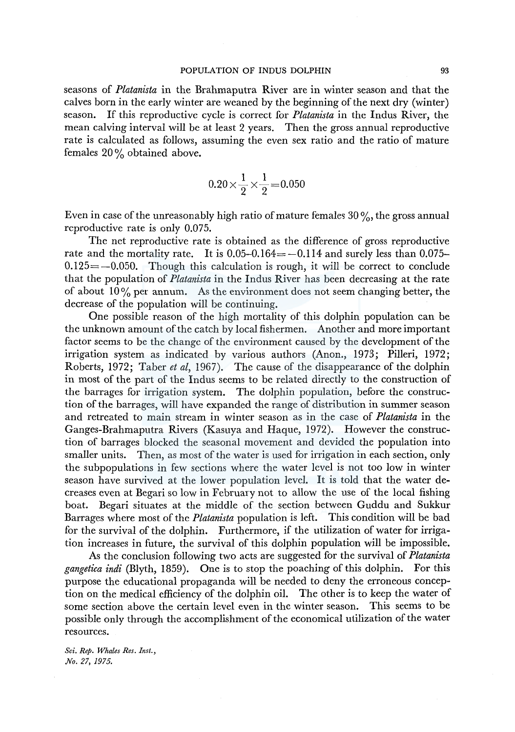seasons of *Platanista* in the Brahmaputra River are in winter season and that the calves born in the early winter are weaned by the beginning of the next dry (winter) season. If this reproductive cycle is correct for *Platanista* in the Indus River, the mean calving interval will be at least 2 years. Then the gross annual reproductive rate is calculated as follows, assuming the even sex ratio and the ratio of mature females 20% obtained above.

$$0.20 \times \frac{1}{2} \times \frac{1}{2} = 0.050$$

Even in case of the unreasonably high ratio of mature females 30%, the gross annual reproductive rate is only 0.075.

The net reproductive rate is obtained as the difference of gross reproductive rate and the mortality rate. It is $0.05-0.164=-0.114$ and surely less than $0.075-0.125=-0.050$. Though this calculation is rough, it will be correct to conclude that the population of *Platanista* in the Indus River has been decreasing at the rate of about 10% per annum. As the environment does not seem changing better, the decrease of the population will be continuing.

One possible reason of the high mortality of this dolphin population can be the unknown amount of the catch by local fishermen. Another and more important factor seems to be the change of the environment caused by the development of the irrigation system as indicated by various authors (Anon., 1973; Pilleri, 1972; Roberts, 1972; Taber *et al*, 1967). The cause of the disappearance of the dolphin in most of the part of the Indus seems to be related directly to the construction of the barrages for irrigation system. The dolphin population, before the construction of the barrages, will have expanded the range of distribution in summer season and retreated to main stream in winter season as in the case of *Platanista* in the Ganges-Brahmaputra Rivers (Kasuya and Haque, 1972). However the construction of barrages blocked the seasonal movement and devided the population into smaller units. Then, as most of the water is used for irrigation in each section, only the subpopulations in few sections where the water level is not too low in winter season have survived at the lower population level. It is told that the water decreases even at Begari so low in February not to allow the use of the local fishing boat. Begari situates at the middle of the section between Guddu and Sukkur Barrages where most of the *Platanista* population is left. This condition will be bad for the survival of the dolphin. Furthermore, if the utilization of water for irrigation increases in future, the survival of this dolphin population will be impossible.

As the conclusion following two acts are suggested for the survival of *Platanista gangetica indi* (Blyth, 1859). One is to stop the poaching of this dolphin. For this purpose the educational propaganda will be needed to deny the erroneous conception on the medical efficiency of the dolphin oil. The other is to keep the water of some section above the certain level even in the winter season. This seems to be possible only through the accomplishment of the economical utilization of the water resources.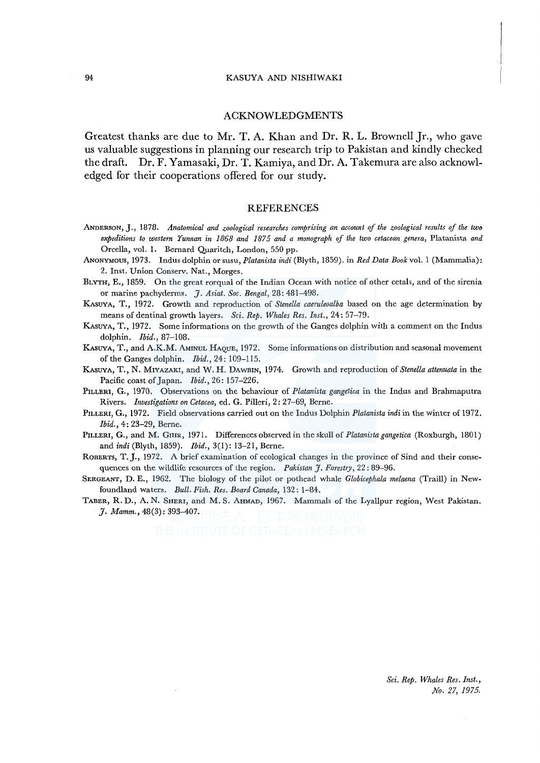## ACKNOWLEDGMENTS

Greatest thanks are due to Mr. T. A. Khan and Dr. R. L. Brownell Jr., who gave us valuable suggestions in planning our research trip to Pakistan and kindly checked the draft. Dr. F. Yamasaki, Dr. T. Kamiya, and Dr. A. Takemura are also acknowledged for their cooperations offered for our study.

## REFERENCES

ANDERSON, J., 1878. *Anatomical and zoological researches comprising an account of the zoological results of the two expeditions to western Yunnan in 1868 and 1875 and a monograph of the two cetacean genera,* Platanista *and* Orcella, vol. 1. Bernard Quaritch, London, 550 pp.

ANONYMOUS, 1973. Indus dolphin or susu, *Platanista indi* (Blyth, 1859). in *Red Data Book* vol. 1 (Mammalia): 2. Inst. Union Conserv. Nat., Morges.

BLYTH, E., 1859. On the great rorqual of the Indian Ocean with notice of other cetals, and of the sirenia or marine pachyderms. *J. Asiat. Soc. Bengal*, 28: 481–498.

KASUYA, T., 1972. Growth and reproduction of *Stenella caeruleoalba* based on the age determination by means of dentinal growth layers. *Sci. Rep. Whales Res. Inst.*, 24: 57–79.

KASUYA, T., 1972. Some informations on the growth of the Ganges dolphin with a comment on the Indus dolphin. *Ibid.*, 87–108.

KASUYA, T., and A.K.M. AMINUL HAQUE, 1972. Some informations on distribution and seasonal movement of the Ganges dolphin. *Ibid.*, 24: 109–115.

KASUYA, T., N. MIYAZAKI, and W. H. DAWBIN, 1974. Growth and reproduction of *Stenella attenuata* in the Pacific coast of Japan. *Ibid.*, 26: 157–226.

PILLERI, G., 1970. Observations on the behaviour of *Platanista gangetica* in the Indus and Brahmaputra Rivers. *Investigations on Cetacea*, ed. G. Pilleri, 2: 27–69, Berne.

PILLERI, G., 1972. Field observations carried out on the Indus Dolphin *Platanista indi* in the winter of 1972. *Ibid.*, 4: 23–29, Berne.

PILLERI, G., and M. GIHR, 1971. Differences observed in the skull of *Platanista gangetica* (Roxburgh, 1801) and *indi* (Blyth, 1859). *Ibid.*, 3(1): 13–21, Berne.

ROBERTS, T. J., 1972. A brief examination of ecological changes in the province of Sind and their consequences on the wildlife resources of the region. *Pakistan J. Forestry*, 22: 89–96.

SERGEANT, D. E., 1962. The biology of the pilot or pothead whale *Globicephala melaena* (Traill) in Newfoundland waters. *Bull. Fish. Res. Board Canada*, 132: 1–84.

TABER, R. D., A. N. SHERI, and M. S. AHMAD, 1967. Mammals of the Lyallpur region, West Pakistan. *J. Mamm.*, 48(3): 393–407.